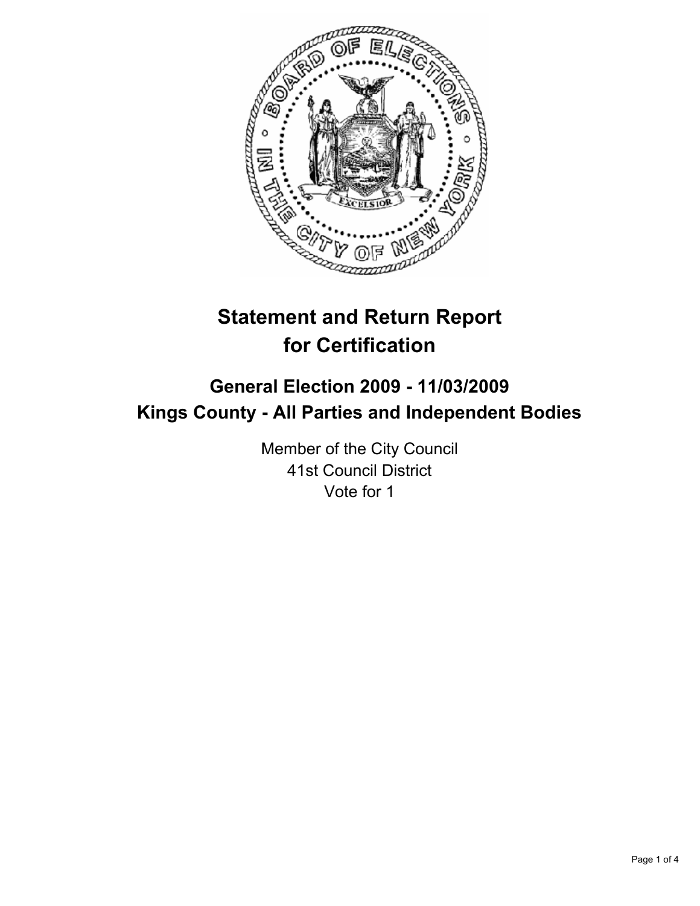# Statement and Return Report for Certification

## General Election 2009 - 11/03/2009
## Kings County - All Parties and Independent Bodies

Member of the City Council
41st Council District
Vote for 1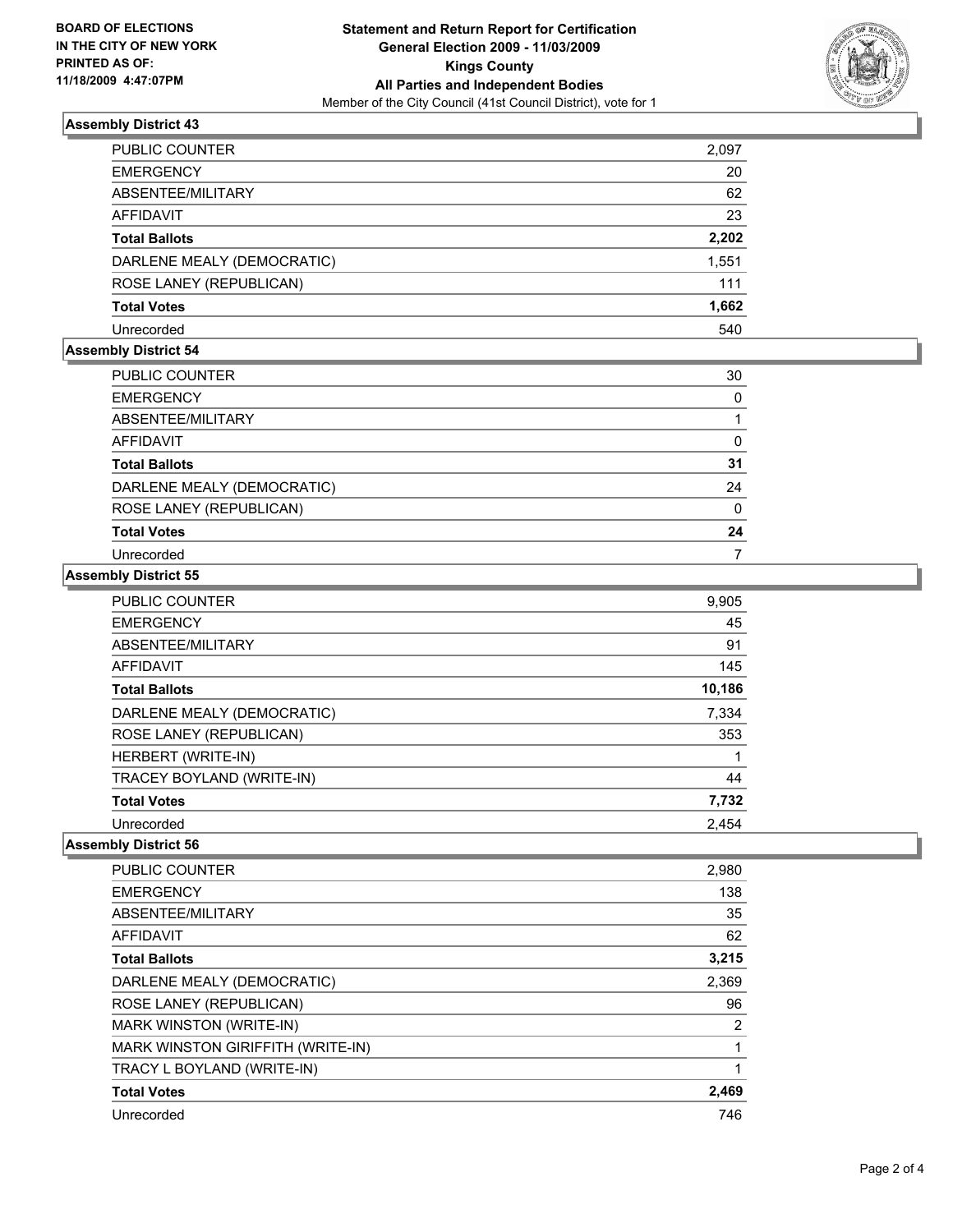**BOARD OF ELECTIONS IN THE CITY OF NEW YORK PRINTED AS OF: 11/18/2009 4:47:07PM**

# Statement and Return Report for Certification
## General Election 2009 - 11/03/2009
## Kings County
## All Parties and Independent Bodies
Member of the City Council (41st Council District), vote for 1

### Assembly District 43

| | |
|---|---|
| PUBLIC COUNTER | 2,097 |
| EMERGENCY | 20 |
| ABSENTEE/MILITARY | 62 |
| AFFIDAVIT | 23 |
| **Total Ballots** | **2,202** |
| DARLENE MEALY (DEMOCRATIC) | 1,551 |
| ROSE LANEY (REPUBLICAN) | 111 |
| **Total Votes** | **1,662** |
| Unrecorded | 540 |

### Assembly District 54

| | |
|---|---|
| PUBLIC COUNTER | 30 |
| EMERGENCY | 0 |
| ABSENTEE/MILITARY | 1 |
| AFFIDAVIT | 0 |
| **Total Ballots** | **31** |
| DARLENE MEALY (DEMOCRATIC) | 24 |
| ROSE LANEY (REPUBLICAN) | 0 |
| **Total Votes** | **24** |
| Unrecorded | 7 |

### Assembly District 55

| | |
|---|---|
| PUBLIC COUNTER | 9,905 |
| EMERGENCY | 45 |
| ABSENTEE/MILITARY | 91 |
| AFFIDAVIT | 145 |
| **Total Ballots** | **10,186** |
| DARLENE MEALY (DEMOCRATIC) | 7,334 |
| ROSE LANEY (REPUBLICAN) | 353 |
| HERBERT (WRITE-IN) | 1 |
| TRACEY BOYLAND (WRITE-IN) | 44 |
| **Total Votes** | **7,732** |
| Unrecorded | 2,454 |

### Assembly District 56

| | |
|---|---|
| PUBLIC COUNTER | 2,980 |
| EMERGENCY | 138 |
| ABSENTEE/MILITARY | 35 |
| AFFIDAVIT | 62 |
| **Total Ballots** | **3,215** |
| DARLENE MEALY (DEMOCRATIC) | 2,369 |
| ROSE LANEY (REPUBLICAN) | 96 |
| MARK WINSTON (WRITE-IN) | 2 |
| MARK WINSTON GIRIFFITH (WRITE-IN) | 1 |
| TRACY L BOYLAND (WRITE-IN) | 1 |
| **Total Votes** | **2,469** |
| Unrecorded | 746 |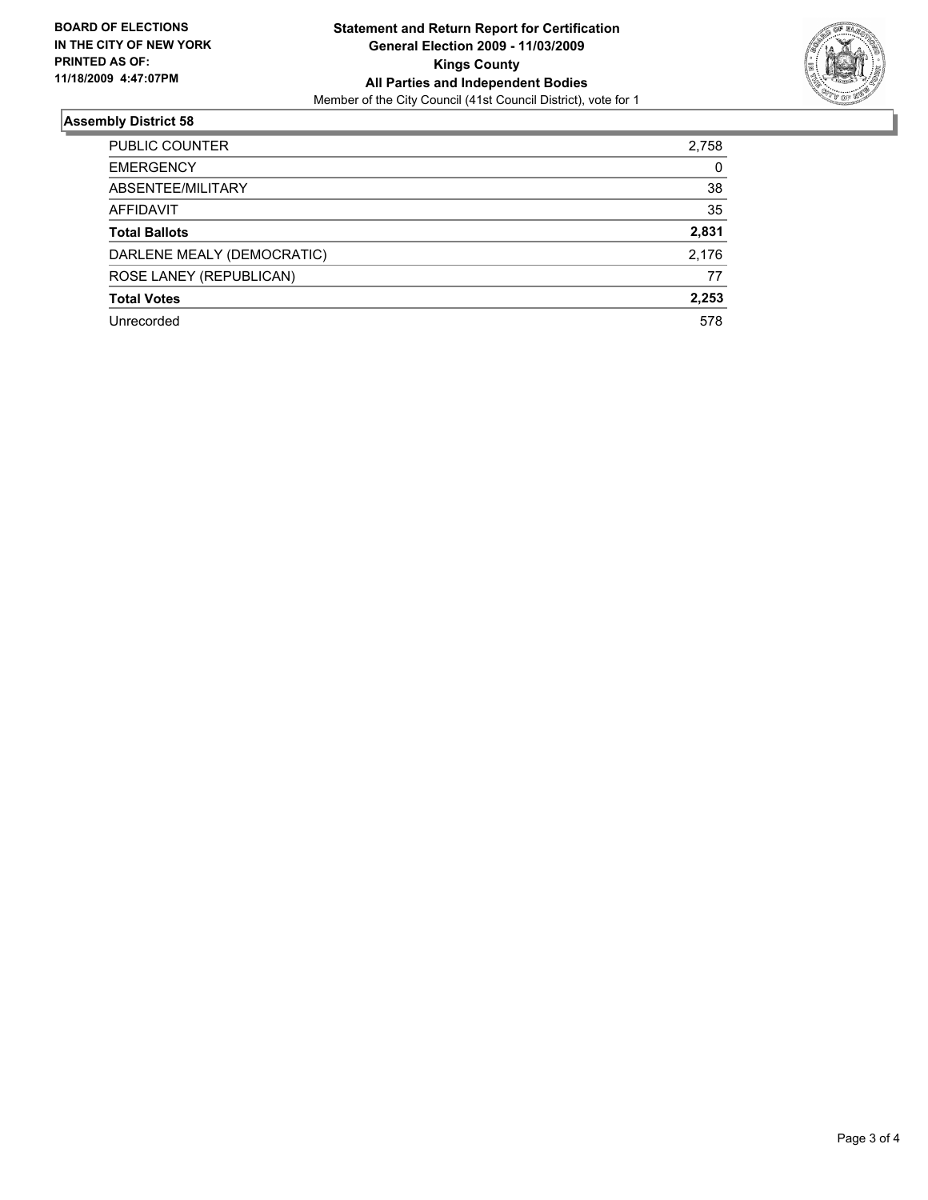**BOARD OF ELECTIONS IN THE CITY OF NEW YORK PRINTED AS OF: 11/18/2009 4:47:07PM**

# Statement and Return Report for Certification General Election 2009 - 11/03/2009 Kings County All Parties and Independent Bodies

Member of the City Council (41st Council District), vote for 1

## Assembly District 58

| | |
|---|---|
| PUBLIC COUNTER | 2,758 |
| EMERGENCY | 0 |
| ABSENTEE/MILITARY | 38 |
| AFFIDAVIT | 35 |
| **Total Ballots** | **2,831** |
| DARLENE MEALY (DEMOCRATIC) | 2,176 |
| ROSE LANEY (REPUBLICAN) | 77 |
| **Total Votes** | **2,253** |
| Unrecorded | 578 |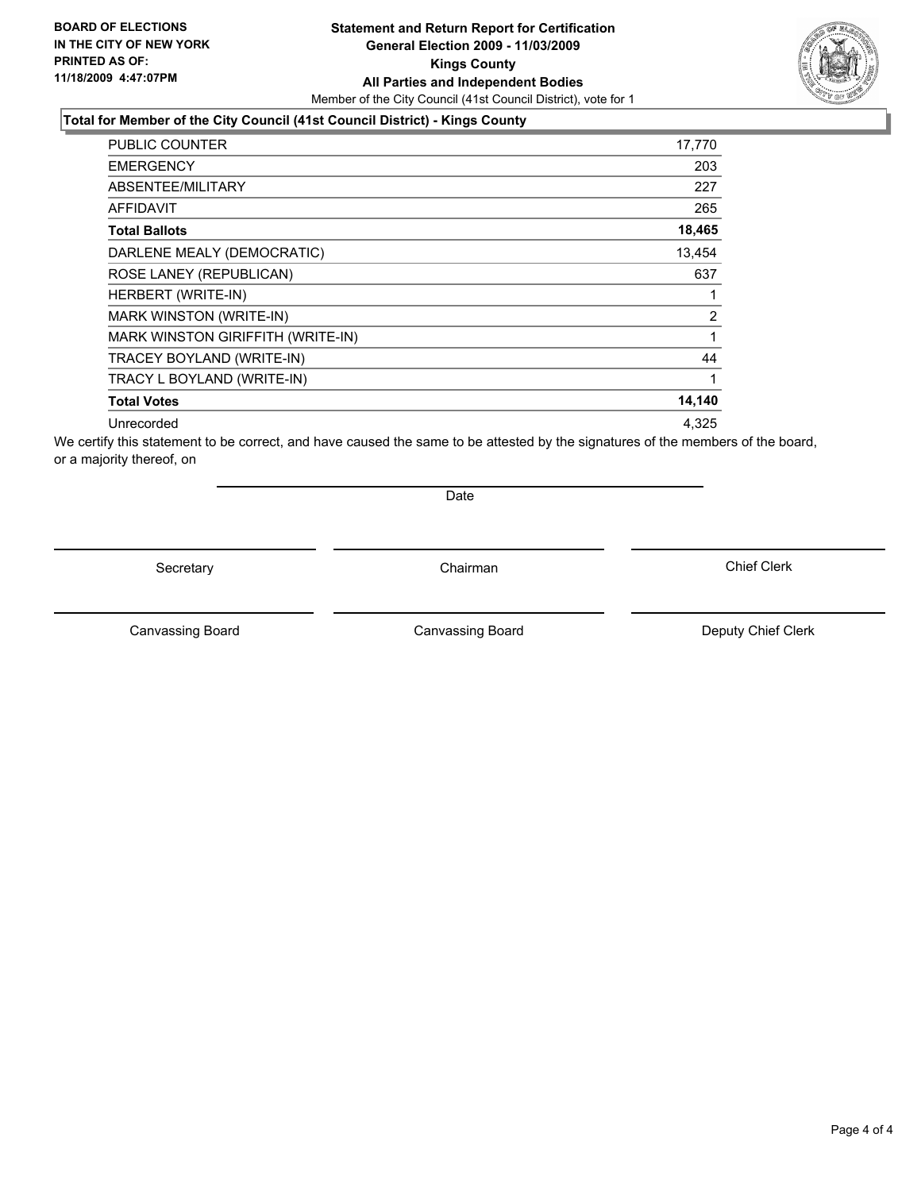**BOARD OF ELECTIONS IN THE CITY OF NEW YORK PRINTED AS OF: 11/18/2009 4:47:07PM**

# Statement and Return Report for Certification
## General Election 2009 - 11/03/2009
## Kings County
## All Parties and Independent Bodies

Member of the City Council (41st Council District), vote for 1

### Total for Member of the City Council (41st Council District) - Kings County

| | |
|---|---|
| PUBLIC COUNTER | 17,770 |
| EMERGENCY | 203 |
| ABSENTEE/MILITARY | 227 |
| AFFIDAVIT | 265 |
| **Total Ballots** | **18,465** |
| DARLENE MEALY (DEMOCRATIC) | 13,454 |
| ROSE LANEY (REPUBLICAN) | 637 |
| HERBERT (WRITE-IN) | 1 |
| MARK WINSTON (WRITE-IN) | 2 |
| MARK WINSTON GIRIFFITH (WRITE-IN) | 1 |
| TRACEY BOYLAND (WRITE-IN) | 44 |
| TRACY L BOYLAND (WRITE-IN) | 1 |
| **Total Votes** | **14,140** |
| Unrecorded | 4,325 |

We certify this statement to be correct, and have caused the same to be attested by the signatures of the members of the board, or a majority thereof, on

Date

Secretary | Chairman | Chief Clerk

Canvassing Board | Canvassing Board | Deputy Chief Clerk